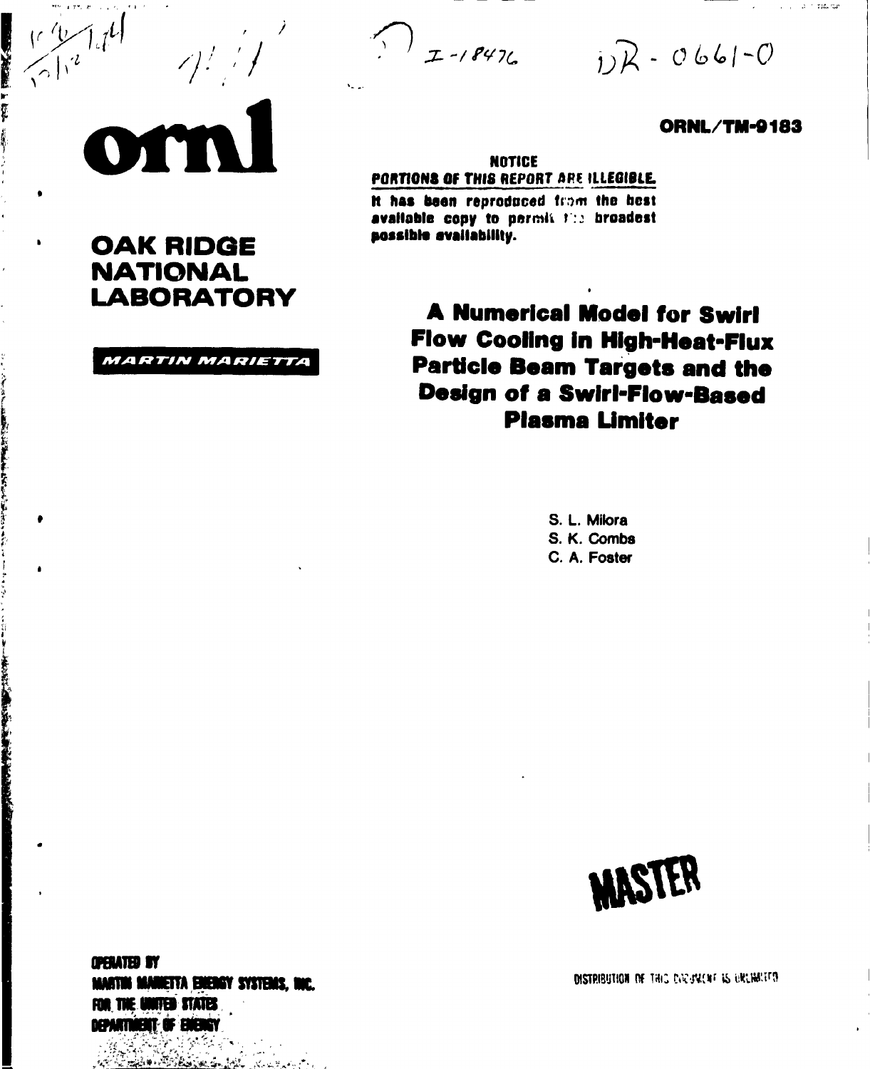I-18476

DR-0661-0

**ORNL/TM-9183**

# ornl

**OAK RIDGE NATIONAL LABORATORY**

*MARTIN MARIETTA*

**NOTICE**

**PORTIONS OF THIS REPORT ARE ILLEGIBLE.**

**It has been reproduced from the best available copy to permit the broadest possible availability.**

# A Numerical Model for Swirl Flow Cooling in High-Heat-Flux Particle Beam Targets and the Design of a Swirl-Flow-Based Plasma Limiter

S. L. Milora
S. K. Combs
C. A. Foster

MASTER

OPERATED BY
MARTIN MARIETTA ENERGY SYSTEMS, INC.
FOR THE UNITED STATES
DEPARTMENT OF ENERGY

DISTRIBUTION OF THIS DOCUMENT IS UNLIMITED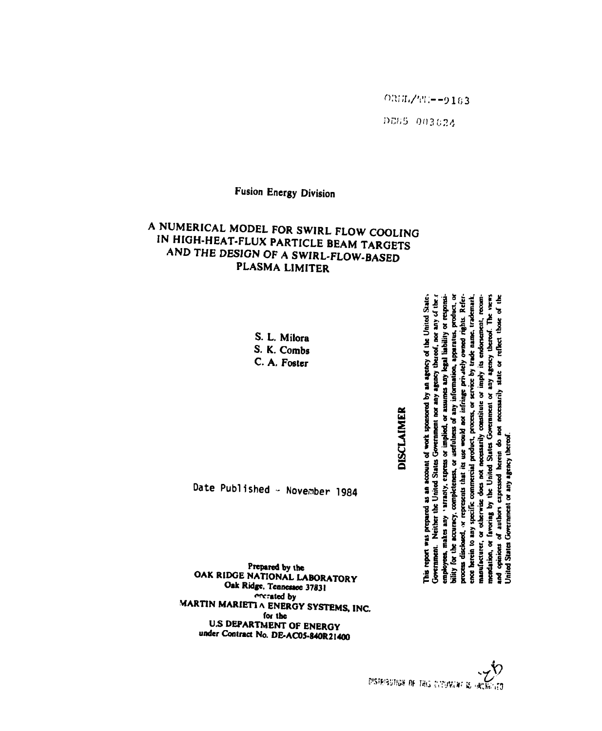ORNL/TM--9163

DE85 003824

Fusion Energy Division

# A NUMERICAL MODEL FOR SWIRL FLOW COOLING IN HIGH-HEAT-FLUX PARTICLE BEAM TARGETS AND THE DESIGN OF A SWIRL-FLOW-BASED PLASMA LIMITER

S. L. Milora
S. K. Combs
C. A. Foster

Date Published - November 1984

Prepared by the
OAK RIDGE NATIONAL LABORATORY
Oak Ridge, Tennessee 37831
operated by
MARTIN MARIETTA ENERGY SYSTEMS, INC.
for the
U.S DEPARTMENT OF ENERGY
under Contract No. DE-AC05-84OR21400

## DISCLAIMER

This report was prepared as an account of work sponsored by an agency of the United States Government. Neither the United States Government nor any agency thereof, nor any of their employees, makes any warranty, express or implied, or assumes any legal liability or responsibility for the accuracy, completeness, or usefulness of any information, apparatus, product, or process disclosed, or represents that its use would not infringe privately owned rights. Reference herein to any specific commercial product, process, or service by trade name, trademark, manufacturer, or otherwise does not necessarily constitute or imply its endorsement, recommendation, or favoring by the United States Government or any agency thereof. The views and opinions of authors expressed herein do not necessarily state or reflect those of the United States Government or any agency thereof.

DISTRIBUTION OF THIS DOCUMENT IS UNLIMITED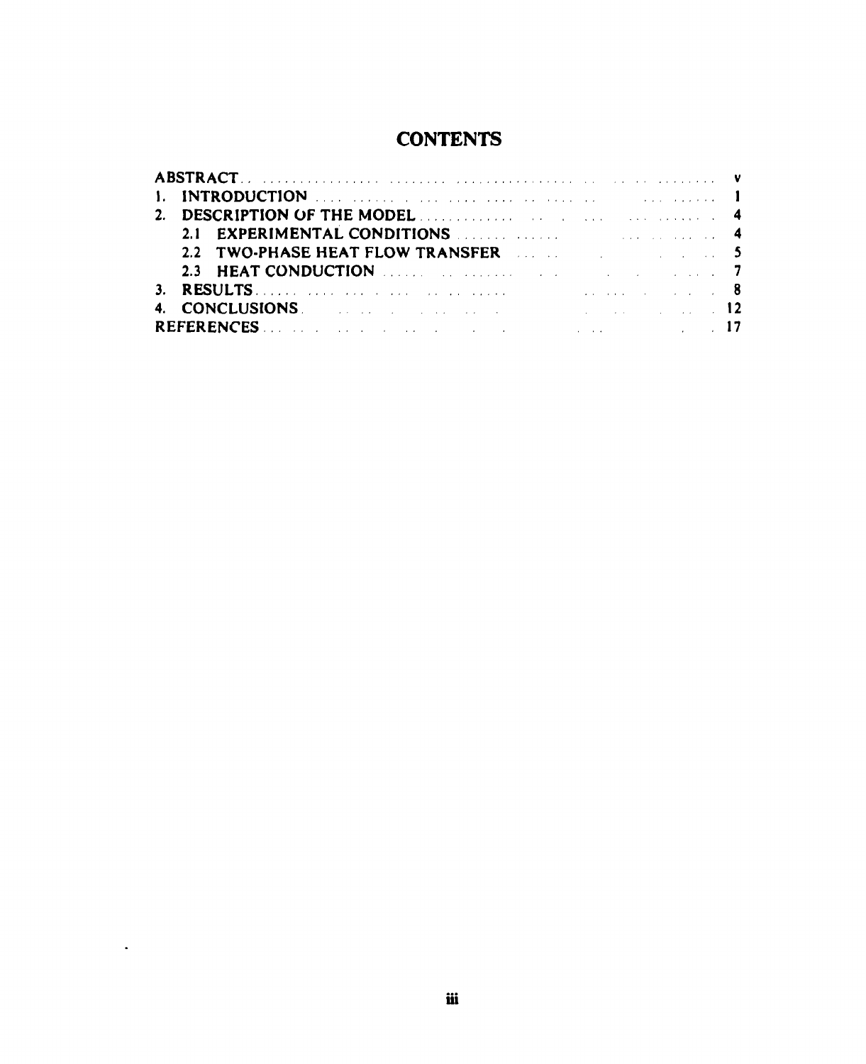# CONTENTS

| | |
|---|---|
| ABSTRACT | v |
| 1. INTRODUCTION | 1 |
| 2. DESCRIPTION OF THE MODEL | 4 |
| 2.1 EXPERIMENTAL CONDITIONS | 4 |
| 2.2 TWO-PHASE HEAT FLOW TRANSFER | 5 |
| 2.3 HEAT CONDUCTION | 7 |
| 3. RESULTS | 8 |
| 4. CONCLUSIONS | 12 |
| REFERENCES | 17 |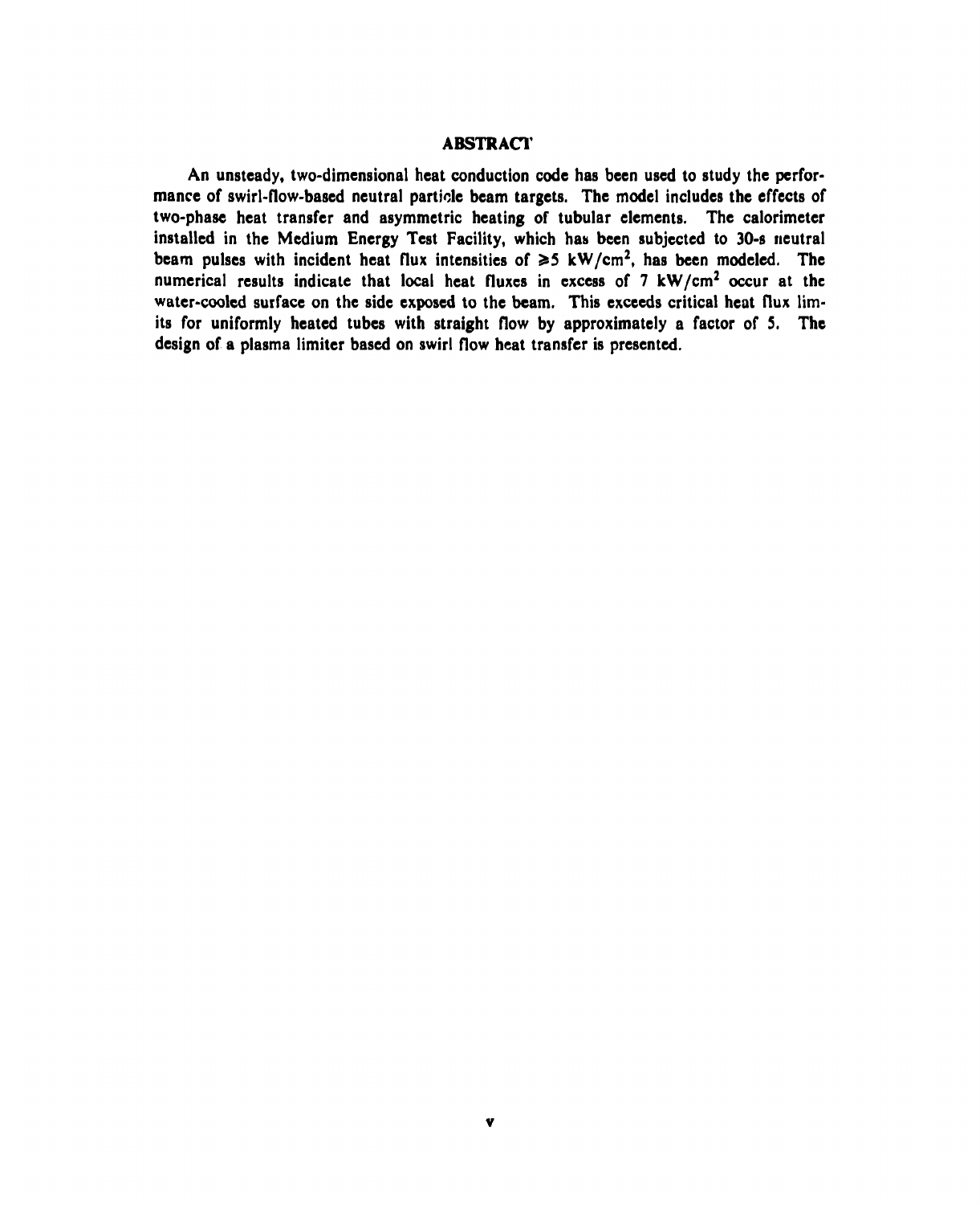## ABSTRACT

An unsteady, two-dimensional heat conduction code has been used to study the performance of swirl-flow-based neutral particle beam targets. The model includes the effects of two-phase heat transfer and asymmetric heating of tubular elements. The calorimeter installed in the Medium Energy Test Facility, which has been subjected to 30-s neutral beam pulses with incident heat flux intensities of $\geq 5$ kW/cm$^2$, has been modeled. The numerical results indicate that local heat fluxes in excess of 7 kW/cm$^2$ occur at the water-cooled surface on the side exposed to the beam. This exceeds critical heat flux limits for uniformly heated tubes with straight flow by approximately a factor of 5. The design of a plasma limiter based on swirl flow heat transfer is presented.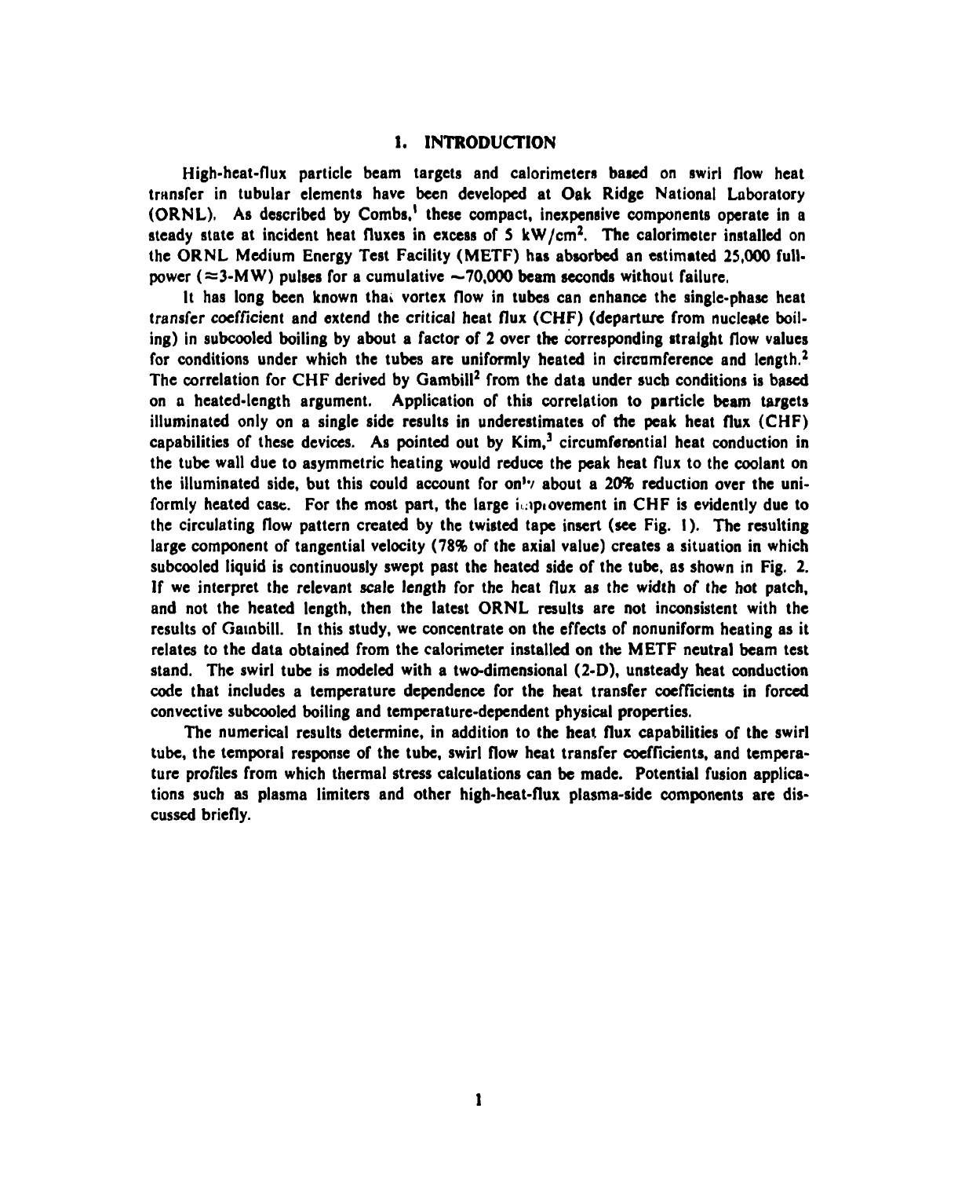## 1. INTRODUCTION

High-heat-flux particle beam targets and calorimeters based on swirl flow heat transfer in tubular elements have been developed at Oak Ridge National Laboratory (ORNL). As described by Combs,[1] these compact, inexpensive components operate in a steady state at incident heat fluxes in excess of 5 $kW/cm^2$. The calorimeter installed on the ORNL Medium Energy Test Facility (METF) has absorbed an estimated 25,000 full-power (≈3-MW) pulses for a cumulative ~70,000 beam seconds without failure.

It has long been known that vortex flow in tubes can enhance the single-phase heat transfer coefficient and extend the critical heat flux (CHF) (departure from nucleate boiling) in subcooled boiling by about a factor of 2 over the corresponding straight flow values for conditions under which the tubes are uniformly heated in circumference and length.[2] The correlation for CHF derived by Gambill[2] from the data under such conditions is based on a heated-length argument. Application of this correlation to particle beam targets illuminated only on a single side results in underestimates of the peak heat flux (CHF) capabilities of these devices. As pointed out by Kim,[3] circumferential heat conduction in the tube wall due to asymmetric heating would reduce the peak heat flux to the coolant on the illuminated side, but this could account for only about a 20% reduction over the uniformly heated case. For the most part, the large improvement in CHF is evidently due to the circulating flow pattern created by the twisted tape insert (see Fig. 1). The resulting large component of tangential velocity (78% of the axial value) creates a situation in which subcooled liquid is continuously swept past the heated side of the tube, as shown in Fig. 2. If we interpret the relevant scale length for the heat flux as the width of the hot patch, and not the heated length, then the latest ORNL results are not inconsistent with the results of Gambill. In this study, we concentrate on the effects of nonuniform heating as it relates to the data obtained from the calorimeter installed on the METF neutral beam test stand. The swirl tube is modeled with a two-dimensional (2-D), unsteady heat conduction code that includes a temperature dependence for the heat transfer coefficients in forced convective subcooled boiling and temperature-dependent physical properties.

The numerical results determine, in addition to the heat flux capabilities of the swirl tube, the temporal response of the tube, swirl flow heat transfer coefficients, and temperature profiles from which thermal stress calculations can be made. Potential fusion applications such as plasma limiters and other high-heat-flux plasma-side components are discussed briefly.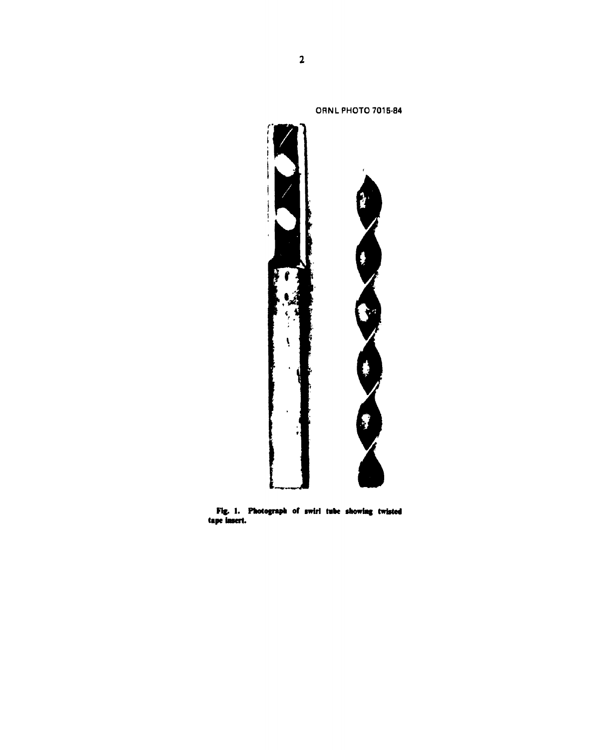ORNL PHOTO 7015-84

Fig. 1. Photograph of swirl tube showing twisted tape insert.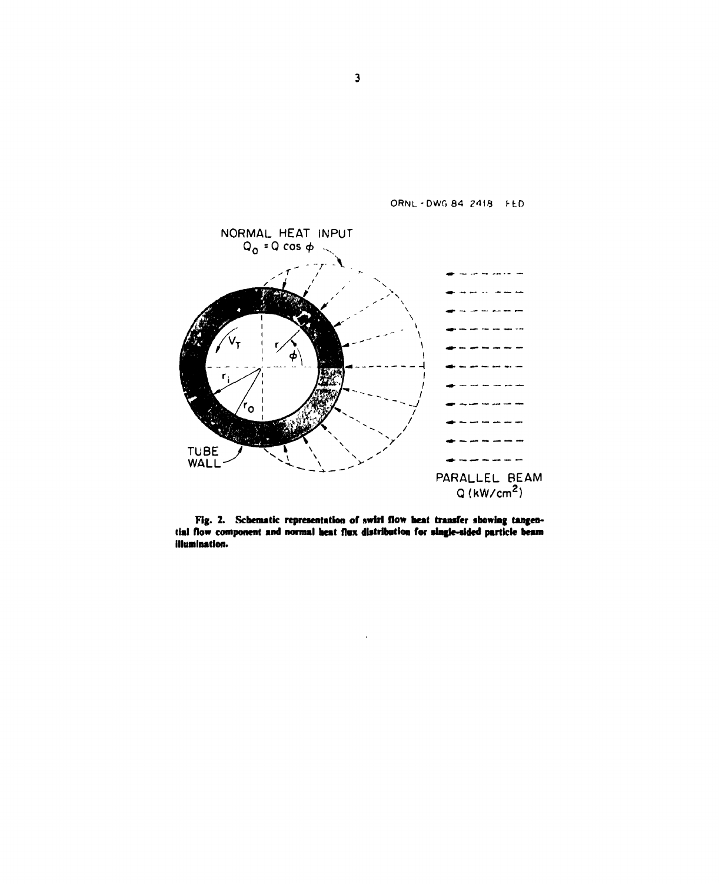ORNL-DWG 84 2418 FED

NORMAL HEAT INPUT
$Q_0 = Q \cos \phi$

$V_T$

$r$

$\phi$

$r_i$

$r_o$

TUBE WALL

PARALLEL BEAM
$Q$ ($kW/cm^2$)

**Fig. 2. Schematic representation of swirl flow heat transfer showing tangential flow component and normal heat flux distribution for single-sided particle beam illumination.**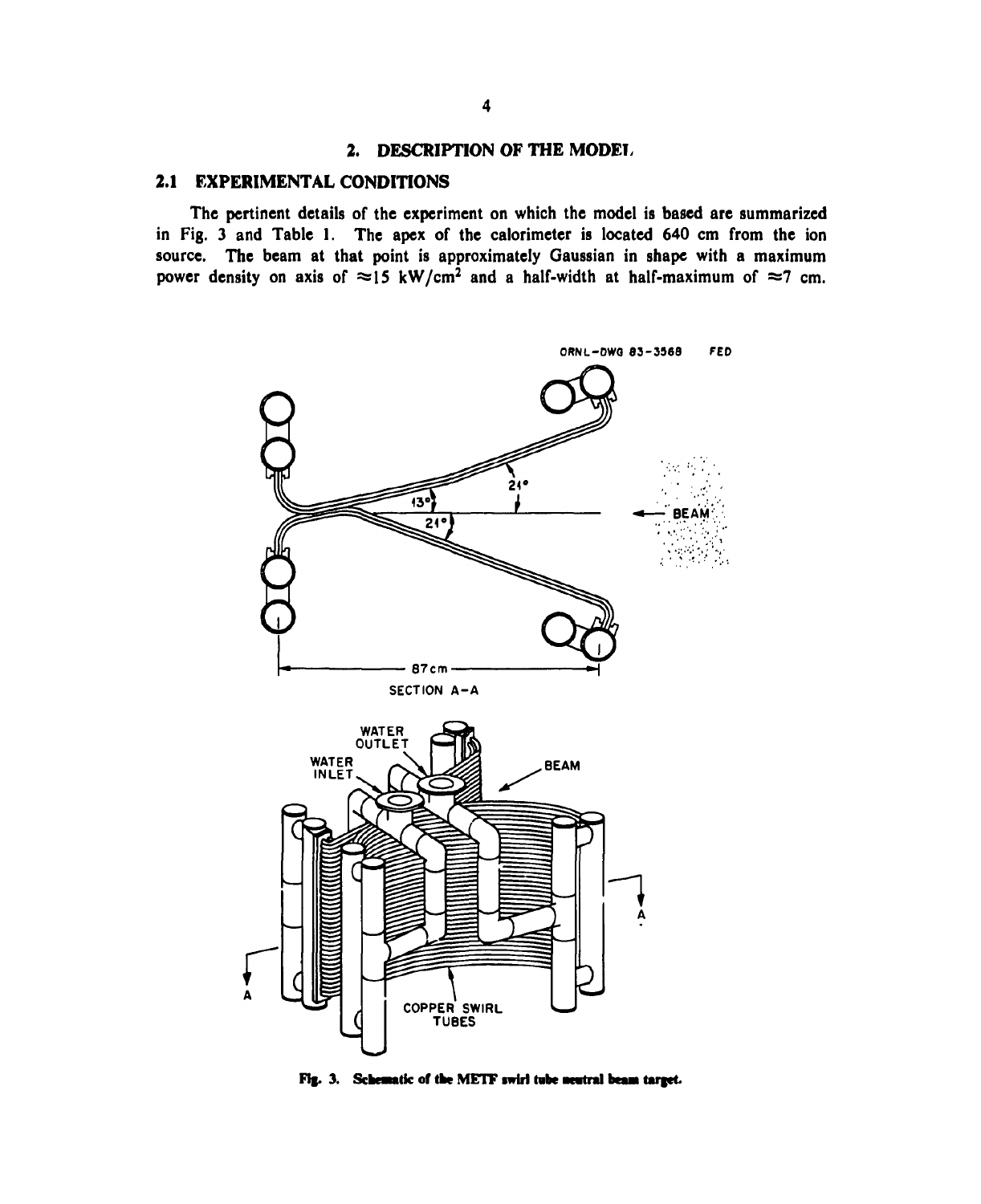## 2. DESCRIPTION OF THE MODEL

### 2.1 EXPERIMENTAL CONDITIONS

The pertinent details of the experiment on which the model is based are summarized in Fig. 3 and Table 1. The apex of the calorimeter is located 640 cm from the ion source. The beam at that point is approximately Gaussian in shape with a maximum power density on axis of $\approx$15 kW/cm$^2$ and a half-width at half-maximum of $\approx$7 cm.

Fig. 3. Schematic of the METF swirl tube neutral beam target.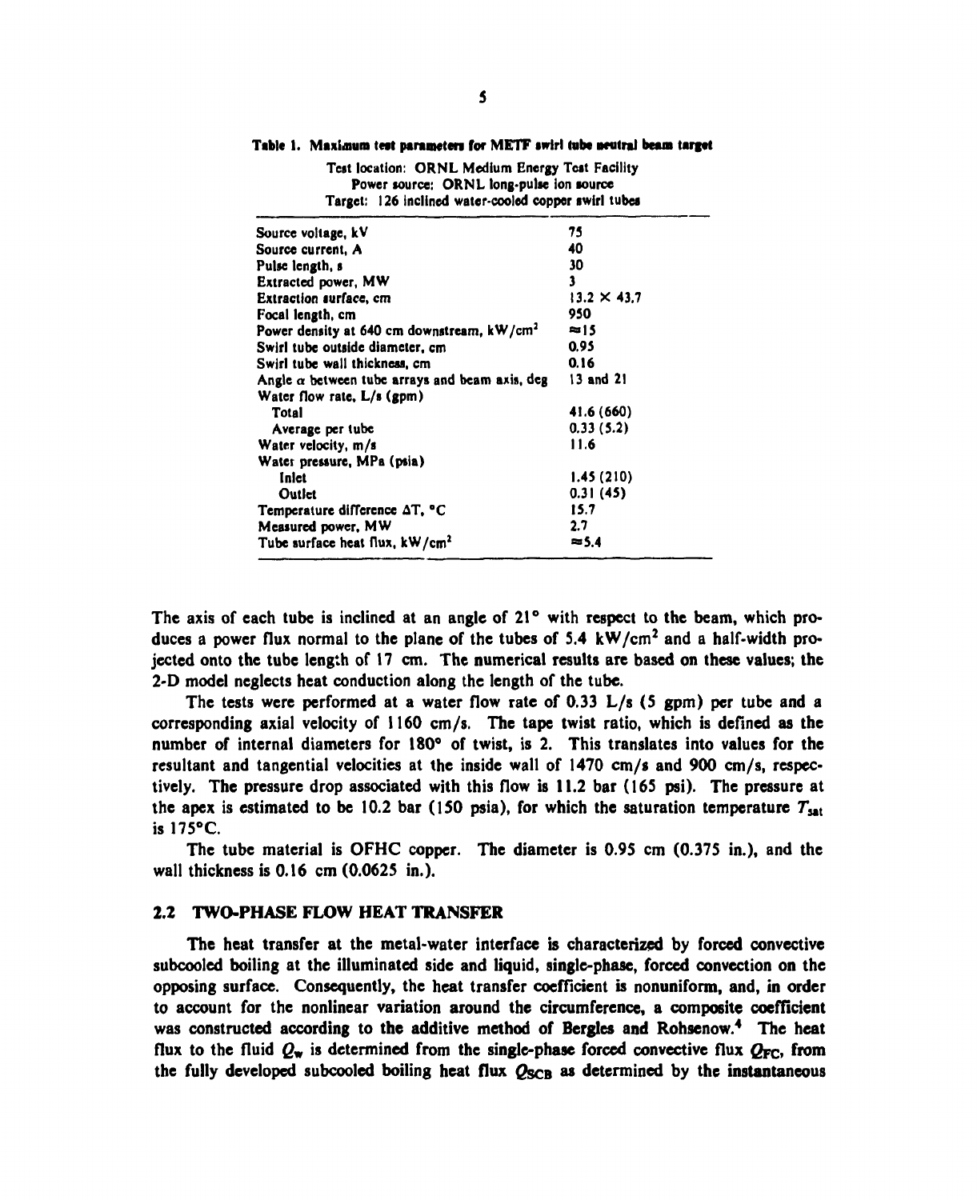**Table 1. Maximum test parameters for METF swirl tube neutral beam target**

Test location: ORNL Medium Energy Test Facility
Power source: ORNL long-pulse ion source
Target: 126 inclined water-cooled copper swirl tubes

| | |
|---|---|
| Source voltage, kV | 75 |
| Source current, A | 40 |
| Pulse length, s | 30 |
| Extracted power, MW | 3 |
| Extraction surface, cm | 13.2 × 43.7 |
| Focal length, cm | 950 |
| Power density at 640 cm downstream, kW/cm$^2$ | ≈15 |
| Swirl tube outside diameter, cm | 0.95 |
| Swirl tube wall thickness, cm | 0.16 |
| Angle $\alpha$ between tube arrays and beam axis, deg | 13 and 21 |
| Water flow rate, L/s (gpm) | |
| Total | 41.6 (660) |
| Average per tube | 0.33 (5.2) |
| Water velocity, m/s | 11.6 |
| Water pressure, MPa (psia) | |
| Inlet | 1.45 (210) |
| Outlet | 0.31 (45) |
| Temperature difference ΔT, °C | 15.7 |
| Measured power, MW | 2.7 |
| Tube surface heat flux, kW/cm$^2$ | ≈5.4 |

The axis of each tube is inclined at an angle of 21° with respect to the beam, which produces a power flux normal to the plane of the tubes of 5.4 kW/cm$^2$ and a half-width projected onto the tube length of 17 cm. The numerical results are based on these values; the 2-D model neglects heat conduction along the length of the tube.

The tests were performed at a water flow rate of 0.33 L/s (5 gpm) per tube and a corresponding axial velocity of 1160 cm/s. The tape twist ratio, which is defined as the number of internal diameters for 180° of twist, is 2. This translates into values for the resultant and tangential velocities at the inside wall of 1470 cm/s and 900 cm/s, respectively. The pressure drop associated with this flow is 11.2 bar (165 psi). The pressure at the apex is estimated to be 10.2 bar (150 psia), for which the saturation temperature $T_{sat}$ is 175°C.

The tube material is OFHC copper. The diameter is 0.95 cm (0.375 in.), and the wall thickness is 0.16 cm (0.0625 in.).

## 2.2 TWO-PHASE FLOW HEAT TRANSFER

The heat transfer at the metal-water interface is characterized by forced convective subcooled boiling at the illuminated side and liquid, single-phase, forced convection on the opposing surface. Consequently, the heat transfer coefficient is nonuniform, and, in order to account for the nonlinear variation around the circumference, a composite coefficient was constructed according to the additive method of Bergles and Rohsenow.[4] The heat flux to the fluid $Q_w$ is determined from the single-phase forced convective flux $Q_{FC}$, from the fully developed subcooled boiling heat flux $Q_{SCB}$ as determined by the instantaneous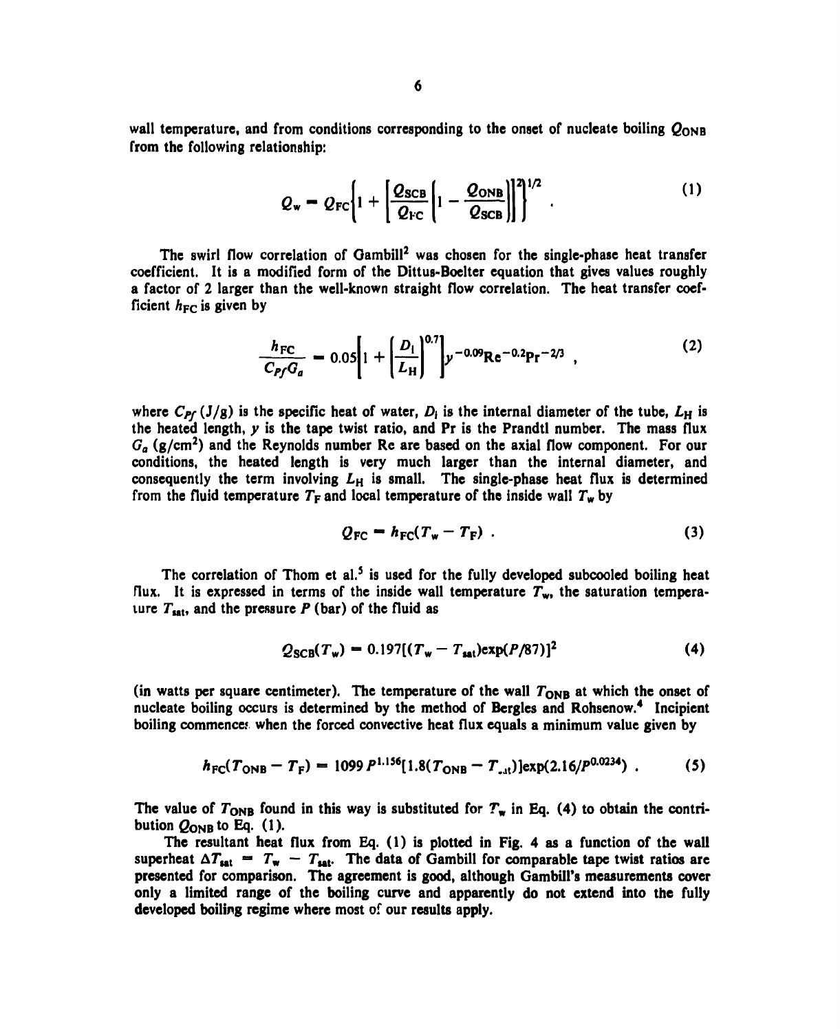wall temperature, and from conditions corresponding to the onset of nucleate boiling $Q_{ONB}$ from the following relationship:

$$Q_w = Q_{FC}\left\{1 + \left[\frac{Q_{SCB}}{Q_{FC}}\left(1 - \frac{Q_{ONB}}{Q_{SCB}}\right)\right]^2\right\}^{1/2} . \tag{1}$$

The swirl flow correlation of Gambill[2] was chosen for the single-phase heat transfer coefficient. It is a modified form of the Dittus-Boelter equation that gives values roughly a factor of 2 larger than the well-known straight flow correlation. The heat transfer coefficient $h_{FC}$ is given by

$$\frac{h_{FC}}{C_{Pf}G_a} = 0.05\left[1 + \left(\frac{D_i}{L_H}\right)^{0.7}\right]y^{-0.09}\mathrm{Re}^{-0.2}\mathrm{Pr}^{-2/3} , \tag{2}$$

where $C_{Pf}$ (J/g) is the specific heat of water, $D_i$ is the internal diameter of the tube, $L_H$ is the heated length, $y$ is the tape twist ratio, and Pr is the Prandtl number. The mass flux $G_a$ (g/cm$^2$) and the Reynolds number Re are based on the axial flow component. For our conditions, the heated length is very much larger than the internal diameter, and consequently the term involving $L_H$ is small. The single-phase heat flux is determined from the fluid temperature $T_F$ and local temperature of the inside wall $T_w$ by

$$Q_{FC} = h_{FC}(T_w - T_F) . \tag{3}$$

The correlation of Thom et al.[5] is used for the fully developed subcooled boiling heat flux. It is expressed in terms of the inside wall temperature $T_w$, the saturation temperature $T_{sat}$, and the pressure $P$ (bar) of the fluid as

$$Q_{SCB}(T_w) = 0.197[(T_w - T_{sat})\exp(P/87)]^2 \tag{4}$$

(in watts per square centimeter). The temperature of the wall $T_{ONB}$ at which the onset of nucleate boiling occurs is determined by the method of Bergles and Rohsenow.[4] Incipient boiling commences when the forced convective heat flux equals a minimum value given by

$$h_{FC}(T_{ONB} - T_F) = 1099\,P^{1.156}[1.8(T_{ONB} - T_{sat})]\exp(2.16/P^{0.0234}) . \tag{5}$$

The value of $T_{ONB}$ found in this way is substituted for $T_w$ in Eq. (4) to obtain the contribution $Q_{ONB}$ to Eq. (1).

The resultant heat flux from Eq. (1) is plotted in Fig. 4 as a function of the wall superheat $\Delta T_{sat} = T_w - T_{sat}$. The data of Gambill for comparable tape twist ratios are presented for comparison. The agreement is good, although Gambill's measurements cover only a limited range of the boiling curve and apparently do not extend into the fully developed boiling regime where most of our results apply.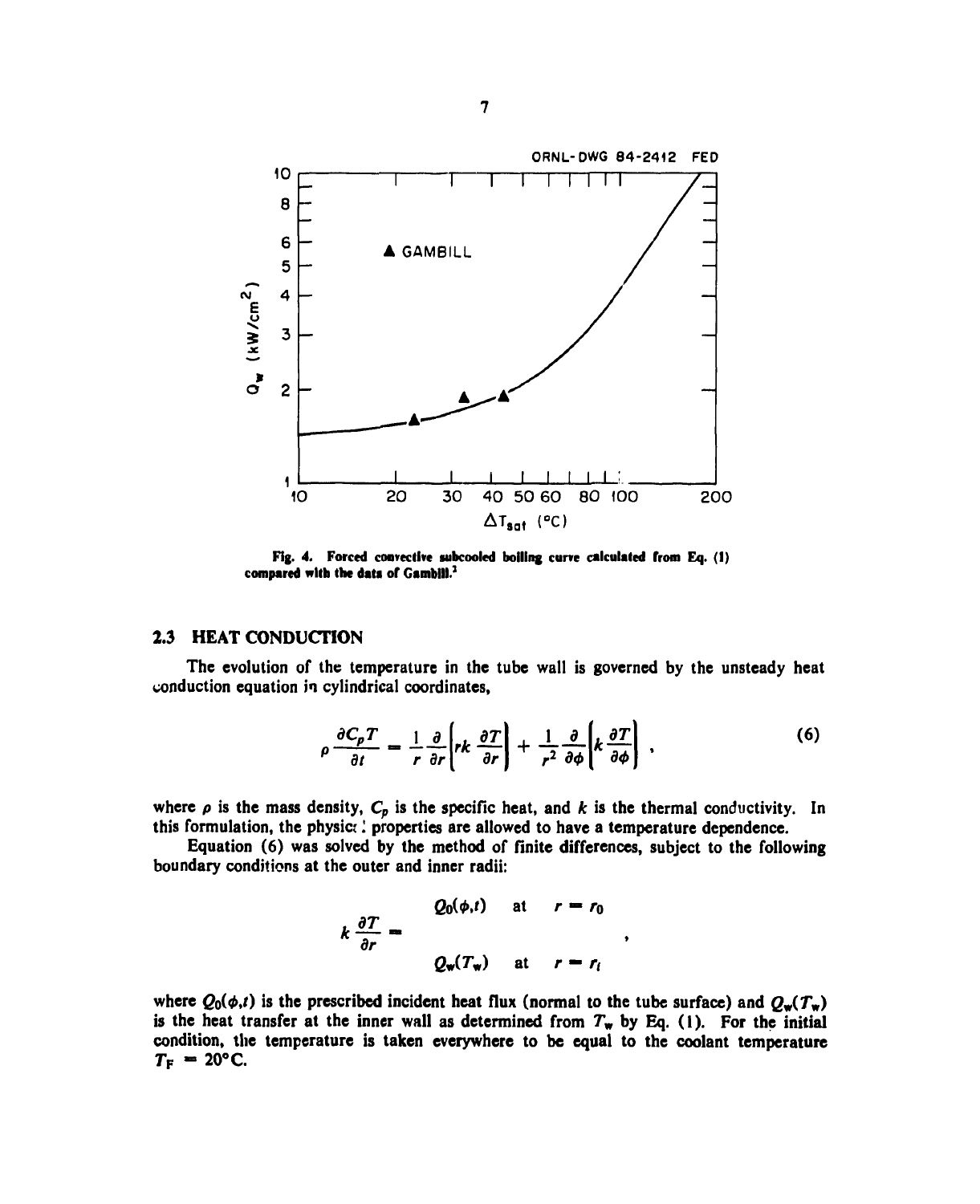ORNL-DWG 84-2412 FED

Fig. 4. Forced convective subcooled boiling curve calculated from Eq. (1) compared with the data of Gambill.[3]

## 2.3 HEAT CONDUCTION

The evolution of the temperature in the tube wall is governed by the unsteady heat conduction equation in cylindrical coordinates,

$$\rho \frac{\partial C_p T}{\partial t} = \frac{1}{r}\frac{\partial}{\partial r}\left[rk\frac{\partial T}{\partial r}\right] + \frac{1}{r^2}\frac{\partial}{\partial \phi}\left[k\frac{\partial T}{\partial \phi}\right] , \tag{6}$$

where $\rho$ is the mass density, $C_p$ is the specific heat, and $k$ is the thermal conductivity. In this formulation, the physical properties are allowed to have a temperature dependence.

Equation (6) was solved by the method of finite differences, subject to the following boundary conditions at the outer and inner radii:

$$k\frac{\partial T}{\partial r} = \begin{cases} Q_0(\phi,t) & \text{at} \quad r = r_0 \\ Q_w(T_w) & \text{at} \quad r = r_i \end{cases} ,$$

where $Q_0(\phi,t)$ is the prescribed incident heat flux (normal to the tube surface) and $Q_w(T_w)$ is the heat transfer at the inner wall as determined from $T_w$ by Eq. (1). For the initial condition, the temperature is taken everywhere to be equal to the coolant temperature $T_F = 20°\text{C}$.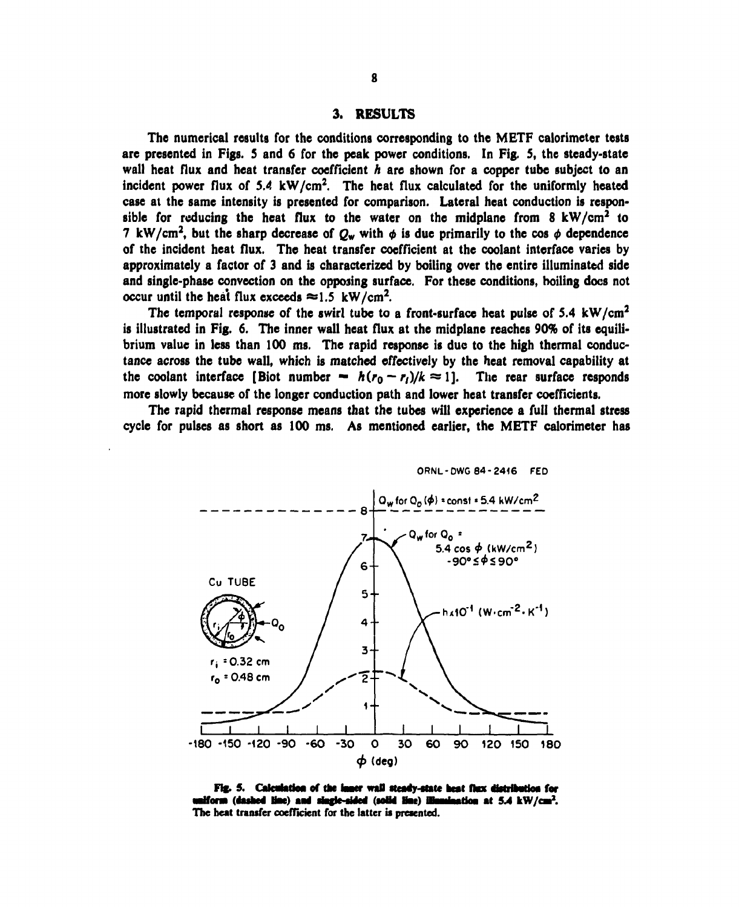## 3. RESULTS

The numerical results for the conditions corresponding to the METF calorimeter tests are presented in Figs. 5 and 6 for the peak power conditions. In Fig. 5, the steady-state wall heat flux and heat transfer coefficient $h$ are shown for a copper tube subject to an incident power flux of 5.4 kW/cm$^2$. The heat flux calculated for the uniformly heated case at the same intensity is presented for comparison. Lateral heat conduction is responsible for reducing the heat flux to the water on the midplane from 8 kW/cm$^2$ to 7 kW/cm$^2$, but the sharp decrease of $Q_w$ with $\phi$ is due primarily to the cos $\phi$ dependence of the incident heat flux. The heat transfer coefficient at the coolant interface varies by approximately a factor of 3 and is characterized by boiling over the entire illuminated side and single-phase convection on the opposing surface. For these conditions, boiling does not occur until the heat flux exceeds $\approx$1.5 kW/cm$^2$.

The temporal response of the swirl tube to a front-surface heat pulse of 5.4 kW/cm$^2$ is illustrated in Fig. 6. The inner wall heat flux at the midplane reaches 90% of its equilibrium value in less than 100 ms. The rapid response is due to the high thermal conductance across the tube wall, which is matched effectively by the heat removal capability at the coolant interface [Biot number $= h(r_0 - r_i)/k \approx 1$]. The rear surface responds more slowly because of the longer conduction path and lower heat transfer coefficients.

The rapid thermal response means that the tubes will experience a full thermal stress cycle for pulses as short as 100 ms. As mentioned earlier, the METF calorimeter has

**Fig. 5. Calculation of the inner wall steady-state heat flux distribution for uniform (dashed line) and single-sided (solid line) illumination at 5.4 kW/cm$^2$.** The heat transfer coefficient for the latter is presented.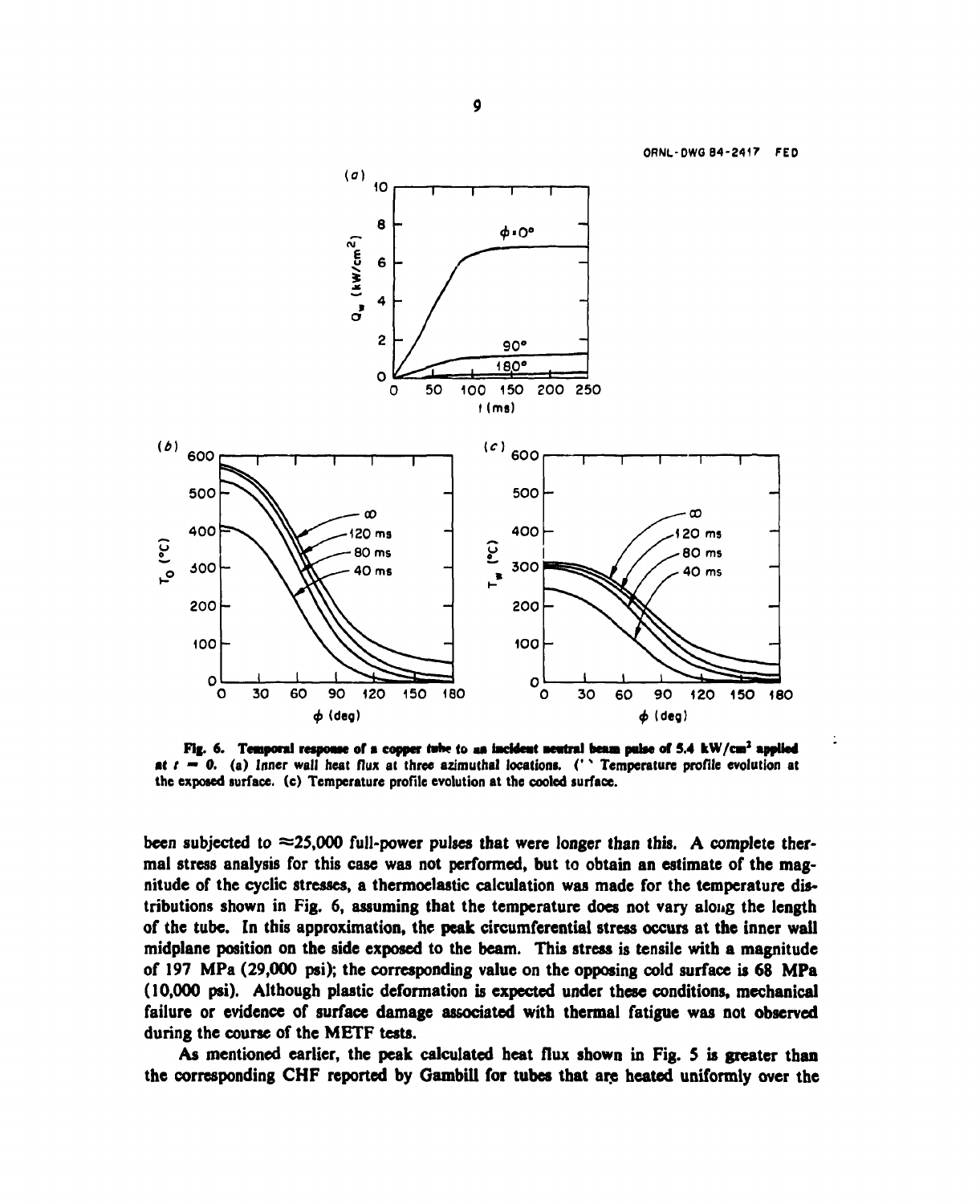ORNL-DWG 84-2417 FED

**Fig. 6. Temporal response of a copper tube to an incident neutral beam pulse of 5.4 kW/cm² applied at $t = 0$.** (a) Inner wall heat flux at three azimuthal locations. (b) Temperature profile evolution at the exposed surface. (c) Temperature profile evolution at the cooled surface.

been subjected to ≈25,000 full-power pulses that were longer than this. A complete thermal stress analysis for this case was not performed, but to obtain an estimate of the magnitude of the cyclic stresses, a thermoelastic calculation was made for the temperature distributions shown in Fig. 6, assuming that the temperature does not vary along the length of the tube. In this approximation, the peak circumferential stress occurs at the inner wall midplane position on the side exposed to the beam. This stress is tensile with a magnitude of 197 MPa (29,000 psi); the corresponding value on the opposing cold surface is 68 MPa (10,000 psi). Although plastic deformation is expected under these conditions, mechanical failure or evidence of surface damage associated with thermal fatigue was not observed during the course of the METF tests.

As mentioned earlier, the peak calculated heat flux shown in Fig. 5 is greater than the corresponding CHF reported by Gambill for tubes that are heated uniformly over the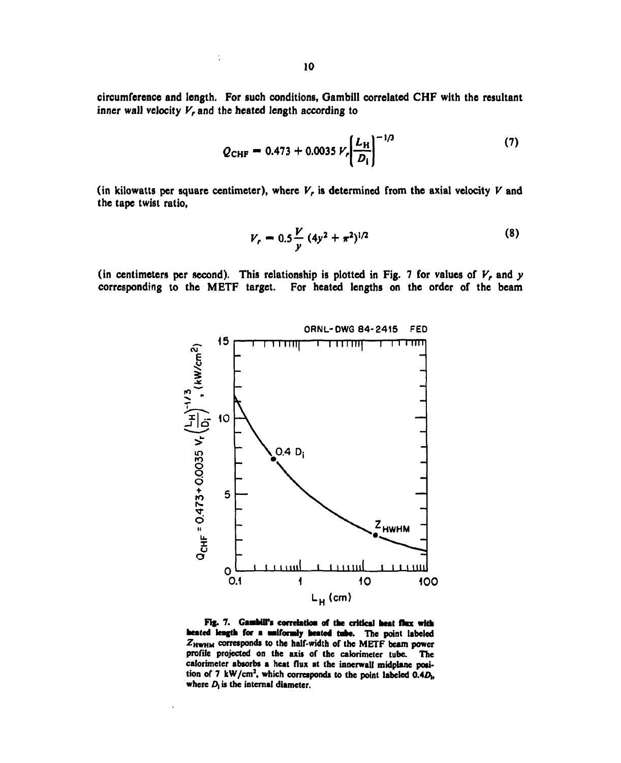circumference and length. For such conditions, Gambill correlated CHF with the resultant inner wall velocity $V_r$ and the heated length according to

$$Q_{CHF} = 0.473 + 0.0035\,V_r\left(\frac{L_H}{D_i}\right)^{-1/3} \tag{7}$$

(in kilowatts per square centimeter), where $V_r$ is determined from the axial velocity $V$ and the tape twist ratio,

$$V_r = 0.5\frac{V}{y}\,(4y^2 + \pi^2)^{1/2} \tag{8}$$

(in centimeters per second). This relationship is plotted in Fig. 7 for values of $V_r$ and $y$ corresponding to the METF target. For heated lengths on the order of the beam

ORNL-DWG 84-2415 FED

**Fig. 7. Gambill's correlation of the critical heat flux with heated length for a uniformly heated tube.** The point labeled $Z_{HWHM}$ corresponds to the half-width of the METF beam power profile projected on the axis of the calorimeter tube. The calorimeter absorbs a heat flux at the innerwall midplane position of 7 kW/cm$^2$, which corresponds to the point labeled $0.4D_i$, where $D_i$ is the internal diameter.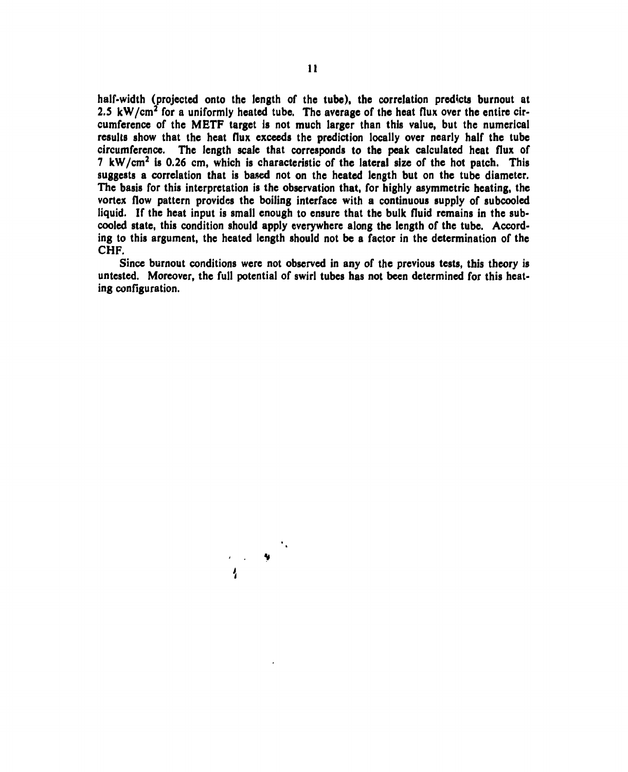half-width (projected onto the length of the tube), the correlation predicts burnout at 2.5 $kW/cm^2$ for a uniformly heated tube. The average of the heat flux over the entire circumference of the METF target is not much larger than this value, but the numerical results show that the heat flux exceeds the prediction locally over nearly half the tube circumference. The length scale that corresponds to the peak calculated heat flux of 7 $kW/cm^2$ is 0.26 cm, which is characteristic of the lateral size of the hot patch. This suggests a correlation that is based not on the heated length but on the tube diameter. The basis for this interpretation is the observation that, for highly asymmetric heating, the vortex flow pattern provides the boiling interface with a continuous supply of subcooled liquid. If the heat input is small enough to ensure that the bulk fluid remains in the subcooled state, this condition should apply everywhere along the length of the tube. According to this argument, the heated length should not be a factor in the determination of the CHF.

Since burnout conditions were not observed in any of the previous tests, this theory is untested. Moreover, the full potential of swirl tubes has not been determined for this heating configuration.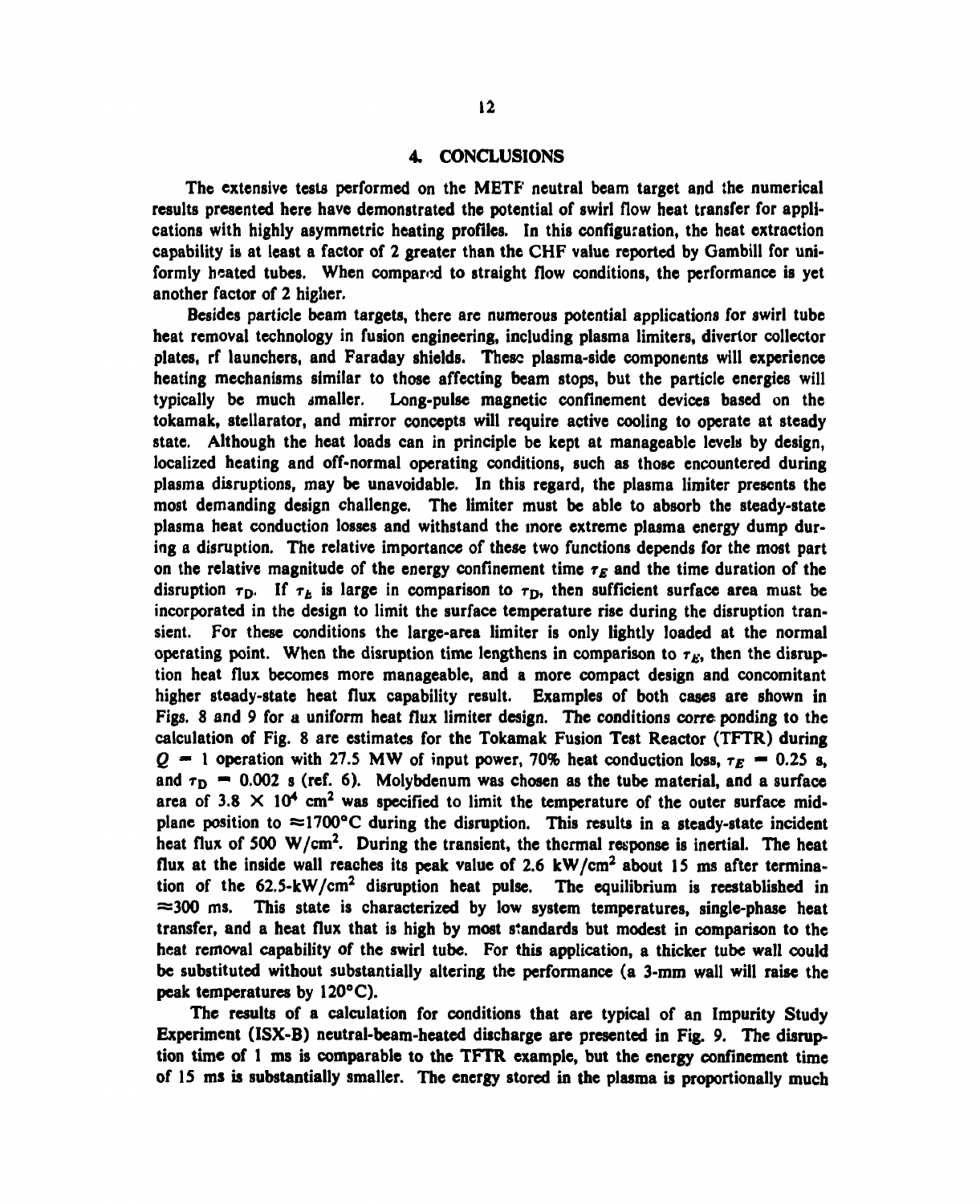## 4. CONCLUSIONS

The extensive tests performed on the METF neutral beam target and the numerical results presented here have demonstrated the potential of swirl flow heat transfer for applications with highly asymmetric heating profiles. In this configuration, the heat extraction capability is at least a factor of 2 greater than the CHF value reported by Gambill for uniformly heated tubes. When compared to straight flow conditions, the performance is yet another factor of 2 higher.

Besides particle beam targets, there are numerous potential applications for swirl tube heat removal technology in fusion engineering, including plasma limiters, divertor collector plates, rf launchers, and Faraday shields. These plasma-side components will experience heating mechanisms similar to those affecting beam stops, but the particle energies will typically be much smaller. Long-pulse magnetic confinement devices based on the tokamak, stellarator, and mirror concepts will require active cooling to operate at steady state. Although the heat loads can in principle be kept at manageable levels by design, localized heating and off-normal operating conditions, such as those encountered during plasma disruptions, may be unavoidable. In this regard, the plasma limiter presents the most demanding design challenge. The limiter must be able to absorb the steady-state plasma heat conduction losses and withstand the more extreme plasma energy dump during a disruption. The relative importance of these two functions depends for the most part on the relative magnitude of the energy confinement time $\tau_E$ and the time duration of the disruption $\tau_D$. If $\tau_E$ is large in comparison to $\tau_D$, then sufficient surface area must be incorporated in the design to limit the surface temperature rise during the disruption transient. For these conditions the large-area limiter is only lightly loaded at the normal operating point. When the disruption time lengthens in comparison to $\tau_E$, then the disruption heat flux becomes more manageable, and a more compact design and concomitant higher steady-state heat flux capability result. Examples of both cases are shown in Figs. 8 and 9 for a uniform heat flux limiter design. The conditions corresponding to the calculation of Fig. 8 are estimates for the Tokamak Fusion Test Reactor (TFTR) during $Q = 1$ operation with 27.5 MW of input power, 70% heat conduction loss, $\tau_E = 0.25$ s, and $\tau_D = 0.002$ s (ref. 6). Molybdenum was chosen as the tube material, and a surface area of $3.8 \times 10^4$ cm$^2$ was specified to limit the temperature of the outer surface midplane position to $\approx$1700°C during the disruption. This results in a steady-state incident heat flux of 500 W/cm$^2$. During the transient, the thermal response is inertial. The heat flux at the inside wall reaches its peak value of 2.6 kW/cm$^2$ about 15 ms after termination of the 62.5-kW/cm$^2$ disruption heat pulse. The equilibrium is reestablished in $\approx$300 ms. This state is characterized by low system temperatures, single-phase heat transfer, and a heat flux that is high by most standards but modest in comparison to the heat removal capability of the swirl tube. For this application, a thicker tube wall could be substituted without substantially altering the performance (a 3-mm wall will raise the peak temperatures by 120°C).

The results of a calculation for conditions that are typical of an Impurity Study Experiment (ISX-B) neutral-beam-heated discharge are presented in Fig. 9. The disruption time of 1 ms is comparable to the TFTR example, but the energy confinement time of 15 ms is substantially smaller. The energy stored in the plasma is proportionally much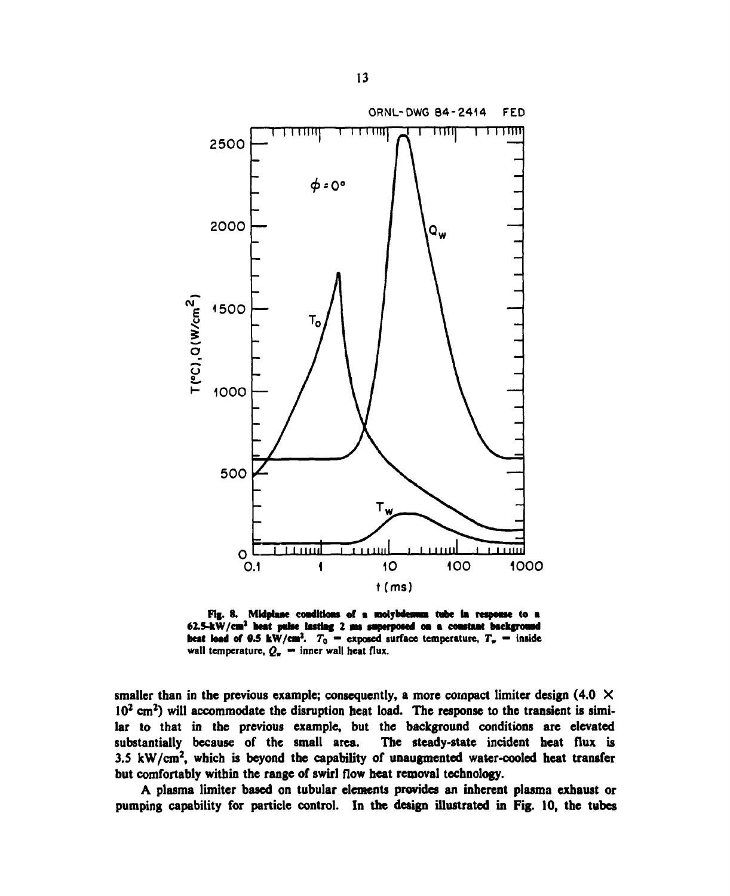Fig. 8. Midplane conditions of a molybdenum tube in response to a 62.5-kW/cm$^2$ heat pulse lasting 2 ms superposed on a constant background heat load of 0.5 kW/cm$^2$. $T_0$ = exposed surface temperature, $T_w$ = inside wall temperature, $Q_w$ = inner wall heat flux.

smaller than in the previous example; consequently, a more compact limiter design (4.0 × 10$^2$ cm$^2$) will accommodate the disruption heat load. The response to the transient is similar to that in the previous example, but the background conditions are elevated substantially because of the small area. The steady-state incident heat flux is 3.5 kW/cm$^2$, which is beyond the capability of unaugmented water-cooled heat transfer but comfortably within the range of swirl flow heat removal technology.

A plasma limiter based on tubular elements provides an inherent plasma exhaust or pumping capability for particle control. In the design illustrated in Fig. 10, the tubes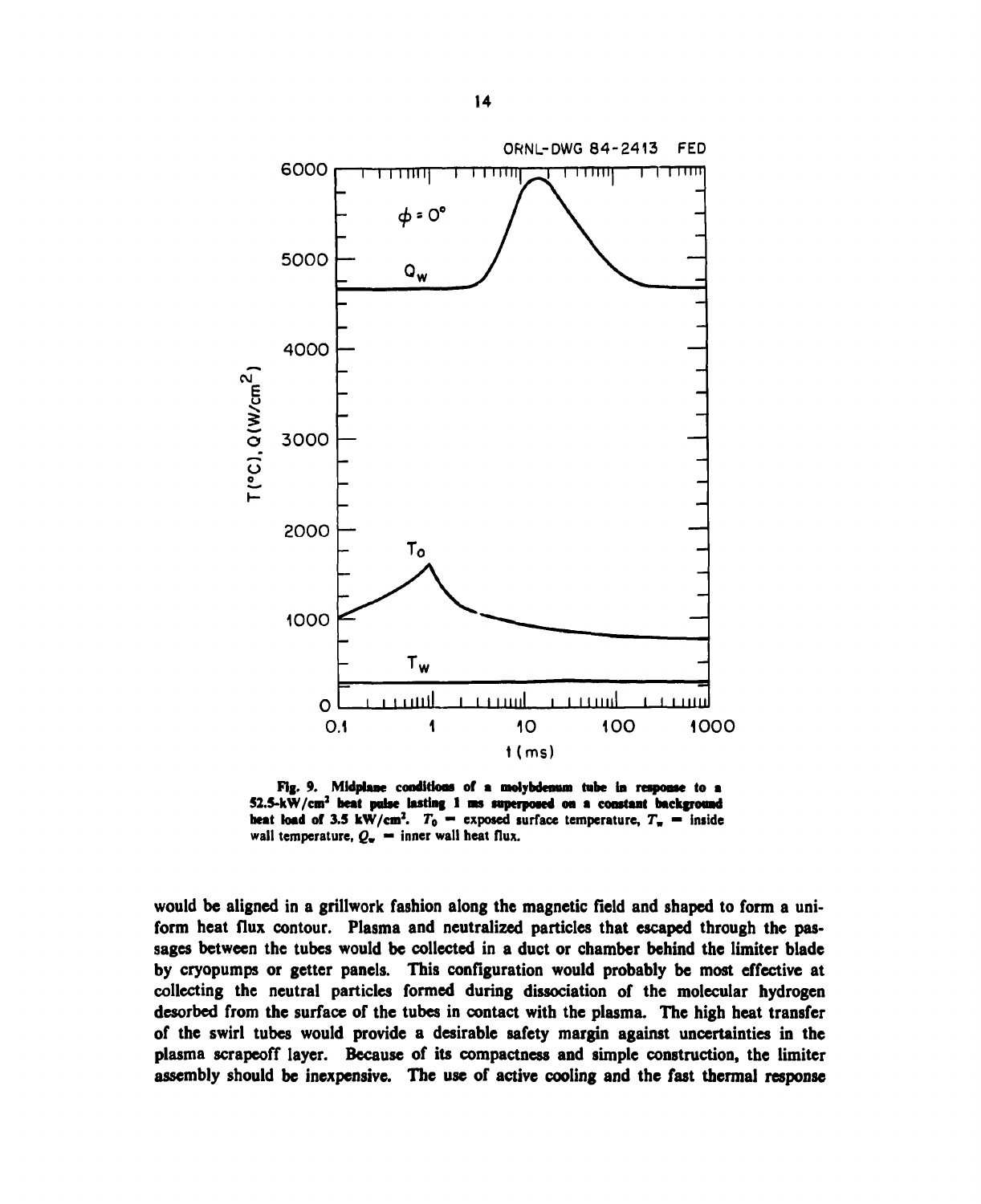Fig. 9. Midplane conditions of a molybdenum tube in response to a 52.5-kW/cm² heat pulse lasting 1 ms superposed on a constant background heat load of 3.5 kW/cm². $T_0$ = exposed surface temperature, $T_w$ = inside wall temperature, $Q_w$ = inner wall heat flux.

would be aligned in a grillwork fashion along the magnetic field and shaped to form a uniform heat flux contour. Plasma and neutralized particles that escaped through the passages between the tubes would be collected in a duct or chamber behind the limiter blade by cryopumps or getter panels. This configuration would probably be most effective at collecting the neutral particles formed during dissociation of the molecular hydrogen desorbed from the surface of the tubes in contact with the plasma. The high heat transfer of the swirl tubes would provide a desirable safety margin against uncertainties in the plasma scrapeoff layer. Because of its compactness and simple construction, the limiter assembly should be inexpensive. The use of active cooling and the fast thermal response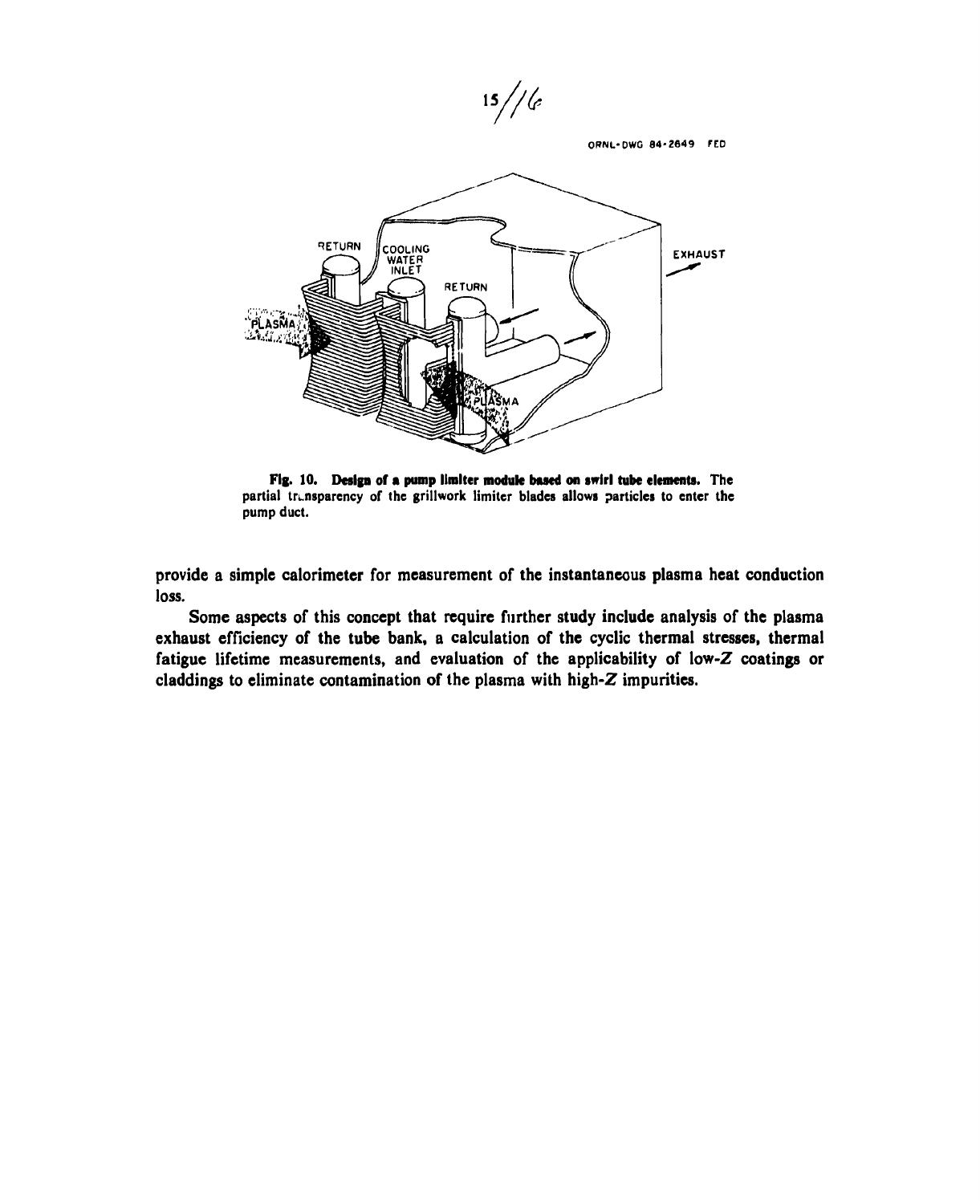**Fig. 10. Design of a pump limiter module based on swirl tube elements.** The partial transparency of the grillwork limiter blades allows particles to enter the pump duct.

provide a simple calorimeter for measurement of the instantaneous plasma heat conduction loss.

Some aspects of this concept that require further study include analysis of the plasma exhaust efficiency of the tube bank, a calculation of the cyclic thermal stresses, thermal fatigue lifetime measurements, and evaluation of the applicability of low-$Z$ coatings or claddings to eliminate contamination of the plasma with high-$Z$ impurities.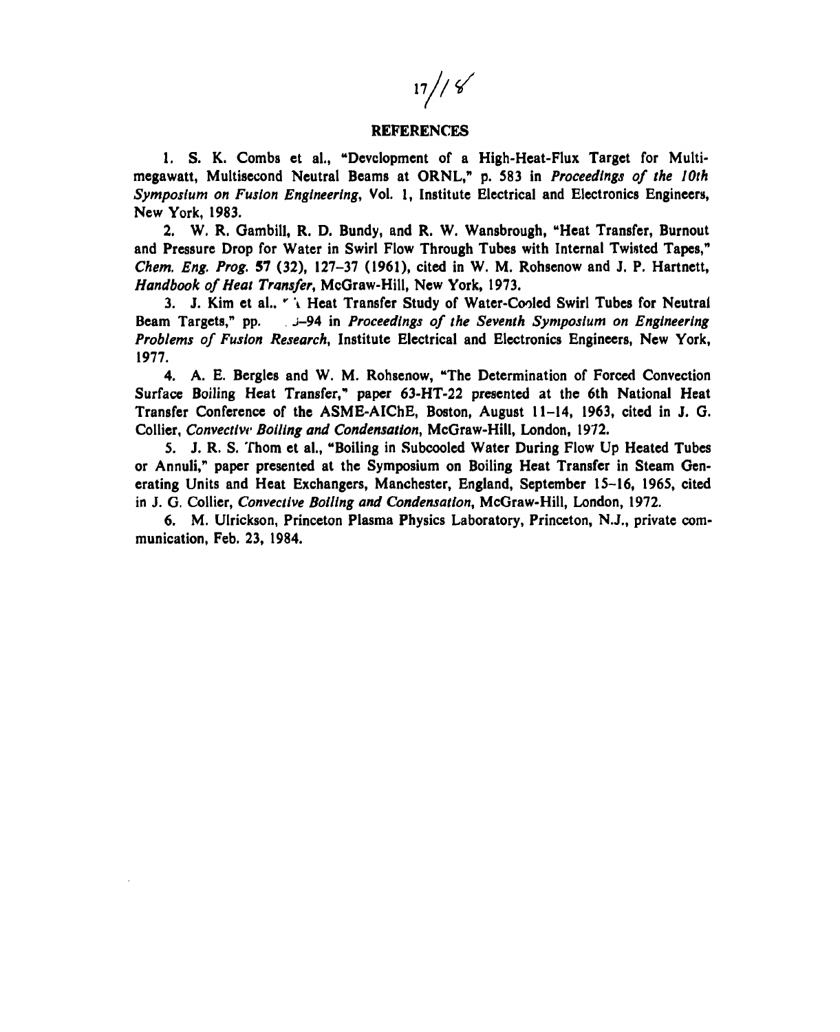## REFERENCES

1. S. K. Combs et al., "Development of a High-Heat-Flux Target for Multimegawatt, Multisecond Neutral Beams at ORNL," p. 583 in *Proceedings of the 10th Symposium on Fusion Engineering*, Vol. 1, Institute Electrical and Electronics Engineers, New York, 1983.

2. W. R. Gambill, R. D. Bundy, and R. W. Wansbrough, "Heat Transfer, Burnout and Pressure Drop for Water in Swirl Flow Through Tubes with Internal Twisted Tapes," *Chem. Eng. Prog.* **57** (32), 127–37 (1961), cited in W. M. Rohsenow and J. P. Hartnett, *Handbook of Heat Transfer*, McGraw-Hill, New York, 1973.

3. J. Kim et al., "A Heat Transfer Study of Water-Cooled Swirl Tubes for Neutral Beam Targets," pp. ‑94 in *Proceedings of the Seventh Symposium on Engineering Problems of Fusion Research*, Institute Electrical and Electronics Engineers, New York, 1977.

4. A. E. Bergles and W. M. Rohsenow, "The Determination of Forced Convection Surface Boiling Heat Transfer," paper 63-HT-22 presented at the 6th National Heat Transfer Conference of the ASME-AIChE, Boston, August 11–14, 1963, cited in J. G. Collier, *Convective Boiling and Condensation*, McGraw-Hill, London, 1972.

5. J. R. S. Thom et al., "Boiling in Subcooled Water During Flow Up Heated Tubes or Annuli," paper presented at the Symposium on Boiling Heat Transfer in Steam Generating Units and Heat Exchangers, Manchester, England, September 15–16, 1965, cited in J. G. Collier, *Convective Boiling and Condensation*, McGraw-Hill, London, 1972.

6. M. Ulrickson, Princeton Plasma Physics Laboratory, Princeton, N.J., private communication, Feb. 23, 1984.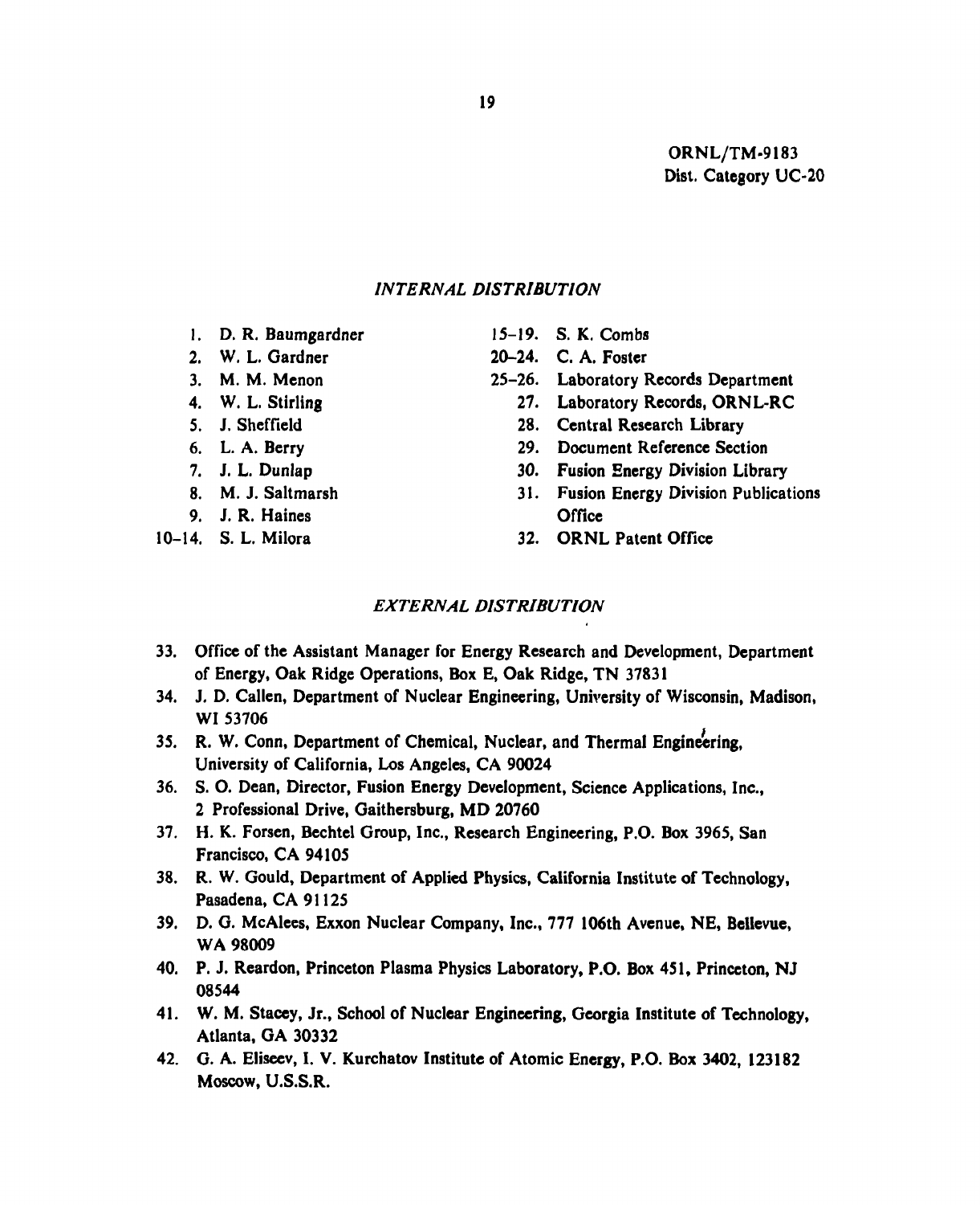ORNL/TM-9183
Dist. Category UC-20

## *INTERNAL DISTRIBUTION*

1. D. R. Baumgardner
2. W. L. Gardner
3. M. M. Menon
4. W. L. Stirling
5. J. Sheffield
6. L. A. Berry
7. J. L. Dunlap
8. M. J. Saltmarsh
9. J. R. Haines

10–14. S. L. Milora

15–19. S. K. Combs

20–24. C. A. Foster

25–26. Laboratory Records Department

27. Laboratory Records, ORNL-RC
28. Central Research Library
29. Document Reference Section
30. Fusion Energy Division Library
31. Fusion Energy Division Publications Office
32. ORNL Patent Office

## *EXTERNAL DISTRIBUTION*

33. Office of the Assistant Manager for Energy Research and Development, Department of Energy, Oak Ridge Operations, Box E, Oak Ridge, TN 37831
34. J. D. Callen, Department of Nuclear Engineering, University of Wisconsin, Madison, WI 53706
35. R. W. Conn, Department of Chemical, Nuclear, and Thermal Engineering, University of California, Los Angeles, CA 90024
36. S. O. Dean, Director, Fusion Energy Development, Science Applications, Inc., 2 Professional Drive, Gaithersburg, MD 20760
37. H. K. Forsen, Bechtel Group, Inc., Research Engineering, P.O. Box 3965, San Francisco, CA 94105
38. R. W. Gould, Department of Applied Physics, California Institute of Technology, Pasadena, CA 91125
39. D. G. McAlees, Exxon Nuclear Company, Inc., 777 106th Avenue, NE, Bellevue, WA 98009
40. P. J. Reardon, Princeton Plasma Physics Laboratory, P.O. Box 451, Princeton, NJ 08544
41. W. M. Stacey, Jr., School of Nuclear Engineering, Georgia Institute of Technology, Atlanta, GA 30332
42. G. A. Eliseev, I. V. Kurchatov Institute of Atomic Energy, P.O. Box 3402, 123182 Moscow, U.S.S.R.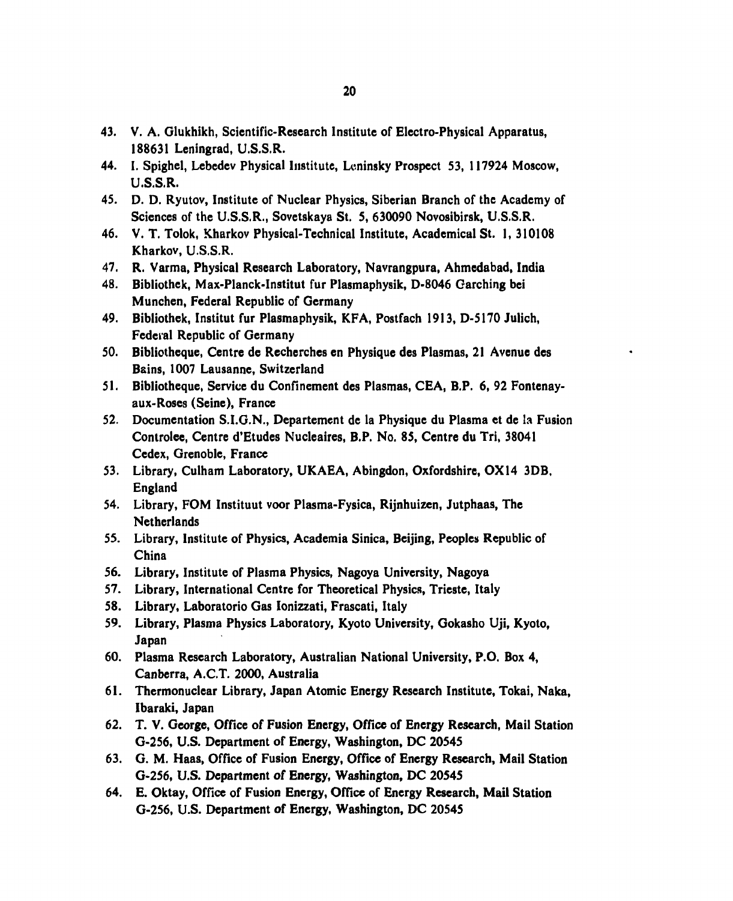43. V. A. Glukhikh, Scientific-Research Institute of Electro-Physical Apparatus, 188631 Leningrad, U.S.S.R.
44. I. Spighel, Lebedev Physical Institute, Leninsky Prospect 53, 117924 Moscow, U.S.S.R.
45. D. D. Ryutov, Institute of Nuclear Physics, Siberian Branch of the Academy of Sciences of the U.S.S.R., Sovetskaya St. 5, 630090 Novosibirsk, U.S.S.R.
46. V. T. Tolok, Kharkov Physical-Technical Institute, Academical St. 1, 310108 Kharkov, U.S.S.R.
47. R. Varma, Physical Research Laboratory, Navrangpura, Ahmedabad, India
48. Bibliothek, Max-Planck-Institut fur Plasmaphysik, D-8046 Garching bei Munchen, Federal Republic of Germany
49. Bibliothek, Institut fur Plasmaphysik, KFA, Postfach 1913, D-5170 Julich, Federal Republic of Germany
50. Bibliotheque, Centre de Recherches en Physique des Plasmas, 21 Avenue des Bains, 1007 Lausanne, Switzerland
51. Bibliotheque, Service du Confinement des Plasmas, CEA, B.P. 6, 92 Fontenay-aux-Roses (Seine), France
52. Documentation S.I.G.N., Departement de la Physique du Plasma et de la Fusion Controlee, Centre d'Etudes Nucleaires, B.P. No. 85, Centre du Tri, 38041 Cedex, Grenoble, France
53. Library, Culham Laboratory, UKAEA, Abingdon, Oxfordshire, OX14 3DB, England
54. Library, FOM Instituut voor Plasma-Fysica, Rijnhuizen, Jutphaas, The Netherlands
55. Library, Institute of Physics, Academia Sinica, Beijing, Peoples Republic of China
56. Library, Institute of Plasma Physics, Nagoya University, Nagoya
57. Library, International Centre for Theoretical Physics, Trieste, Italy
58. Library, Laboratorio Gas Ionizzati, Frascati, Italy
59. Library, Plasma Physics Laboratory, Kyoto University, Gokasho Uji, Kyoto, Japan
60. Plasma Research Laboratory, Australian National University, P.O. Box 4, Canberra, A.C.T. 2000, Australia
61. Thermonuclear Library, Japan Atomic Energy Research Institute, Tokai, Naka, Ibaraki, Japan
62. T. V. George, Office of Fusion Energy, Office of Energy Research, Mail Station G-256, U.S. Department of Energy, Washington, DC 20545
63. G. M. Haas, Office of Fusion Energy, Office of Energy Research, Mail Station G-256, U.S. Department of Energy, Washington, DC 20545
64. E. Oktay, Office of Fusion Energy, Office of Energy Research, Mail Station G-256, U.S. Department of Energy, Washington, DC 20545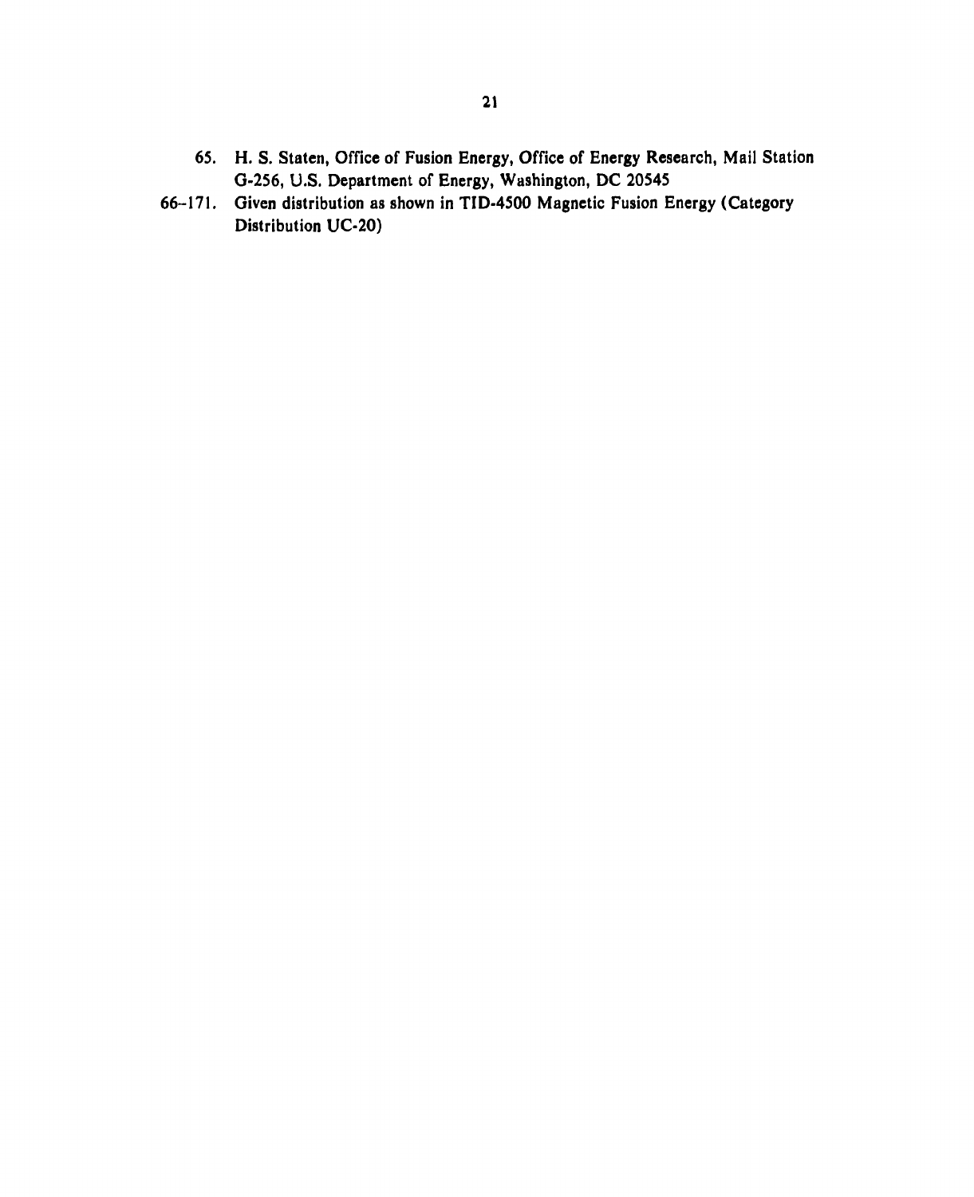65. H. S. Staten, Office of Fusion Energy, Office of Energy Research, Mail Station G-256, U.S. Department of Energy, Washington, DC 20545

66–171. Given distribution as shown in TID-4500 Magnetic Fusion Energy (Category Distribution UC-20)